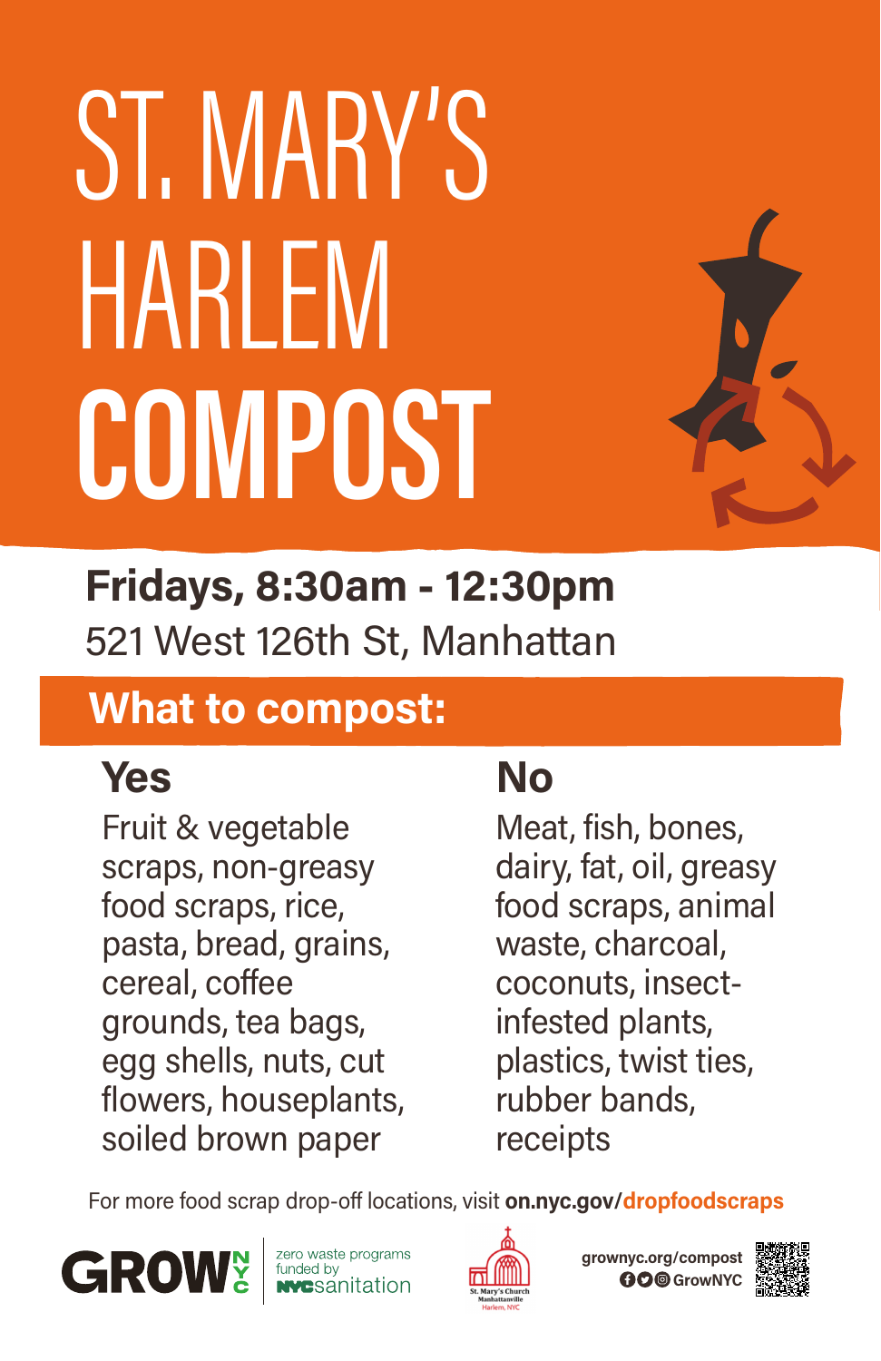# ST. MARY'S HARLEM COMPOST

**Fridays, 8:30am - 12:30pm**

521 West 126th St, Manhattan

## What to compost:

### Yes

Fruit & vegetable scraps, non-greasy food scraps, rice, pasta, bread, grains, cereal, coffee grounds, tea bags, egg shells, nuts, cut flowers, houseplants, soiled brown paper

### No

Meat, fish, bones, dairy, fat, oil, greasy food scraps, animal waste, charcoal, coconuts, insect-infested plants, plastics, twist ties, rubber bands, receipts

For more food scrap drop-off locations, visit **on.nyc.gov/dropfoodscraps**

GROW NYC — zero waste programs funded by NYC sanitation

St. Mary's Church Manhattanville Harlem, NYC

grownyc.org/compost

GrowNYC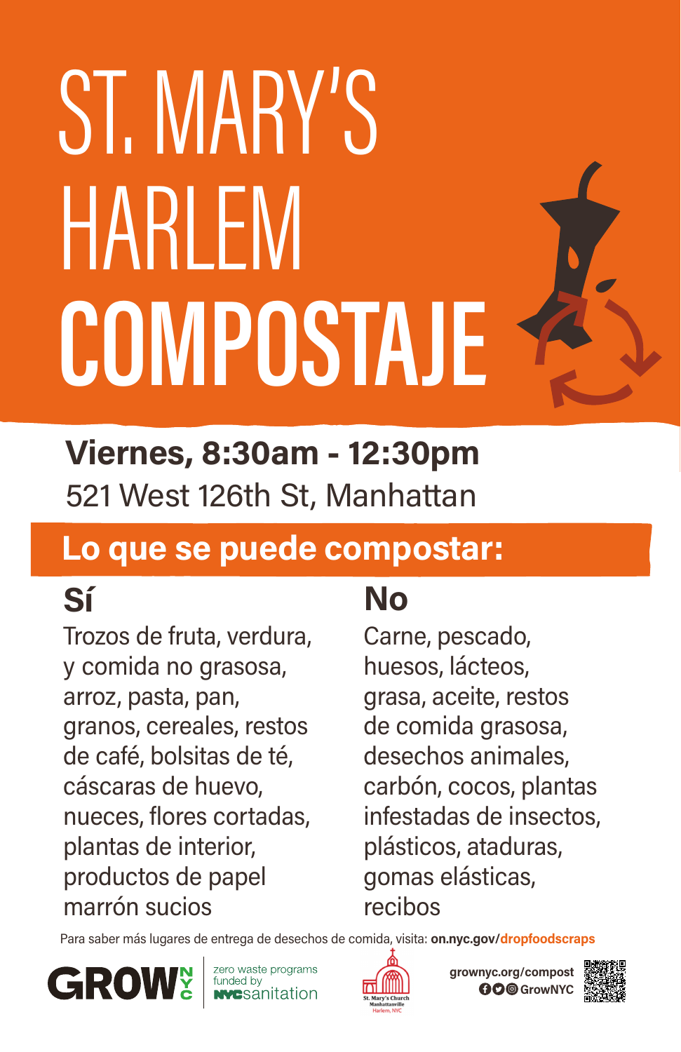# ST. MARY'S HARLEM COMPOSTAJE

**Viernes, 8:30am - 12:30pm**

521 West 126th St, Manhattan

## Lo que se puede compostar:

### Sí

Trozos de fruta, verdura, y comida no grasosa, arroz, pasta, pan, granos, cereales, restos de café, bolsitas de té, cáscaras de huevo, nueces, flores cortadas, plantas de interior, productos de papel marrón sucios

### No

Carne, pescado, huesos, lácteos, grasa, aceite, restos de comida grasosa, desechos animales, carbón, cocos, plantas infestadas de insectos, plásticos, ataduras, gomas elásticas, recibos

Para saber más lugares de entrega de desechos de comida, visita: **on.nyc.gov/dropfoodscraps**

GROW NYC | zero waste programs funded by NYC sanitation

St. Mary's Church Manhattanville Harlem, NYC

grownyc.org/compost

GrowNYC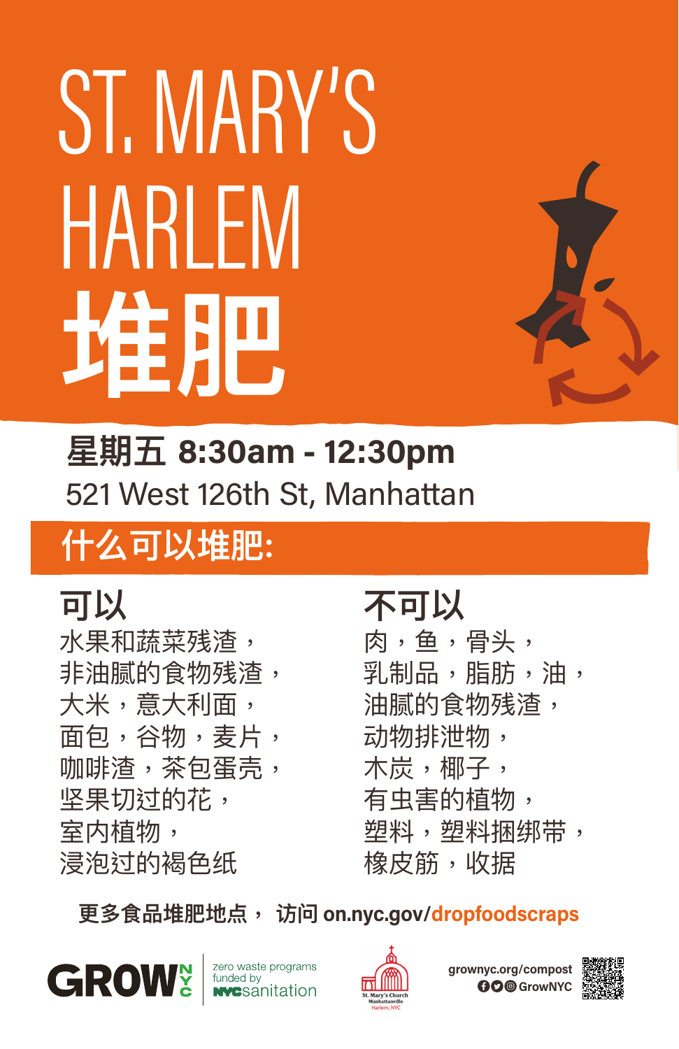# ST. MARY'S HARLEM 堆肥

**星期五 8:30am - 12:30pm**

521 West 126th St, Manhattan

## 什么可以堆肥:

### 可以

水果和蔬菜残渣，
非油腻的食物残渣，
大米，意大利面，
面包，谷物，麦片，
咖啡渣，茶包蛋壳，
坚果切过的花，
室内植物，
浸泡过的褐色纸

### 不可以

肉，鱼，骨头，
乳制品，脂肪，油，
油腻的食物残渣，
动物排泄物，
木炭，椰子，
有虫害的植物，
塑料，塑料捆绑带，
橡皮筋，收据

**更多食品堆肥地点， 访问 on.nyc.gov/dropfoodscraps**

GROW NYC

zero waste programs funded by NYC sanitation

St. Mary's Church Manhattanville Harlem, NYC

grownyc.org/compost

GrowNYC